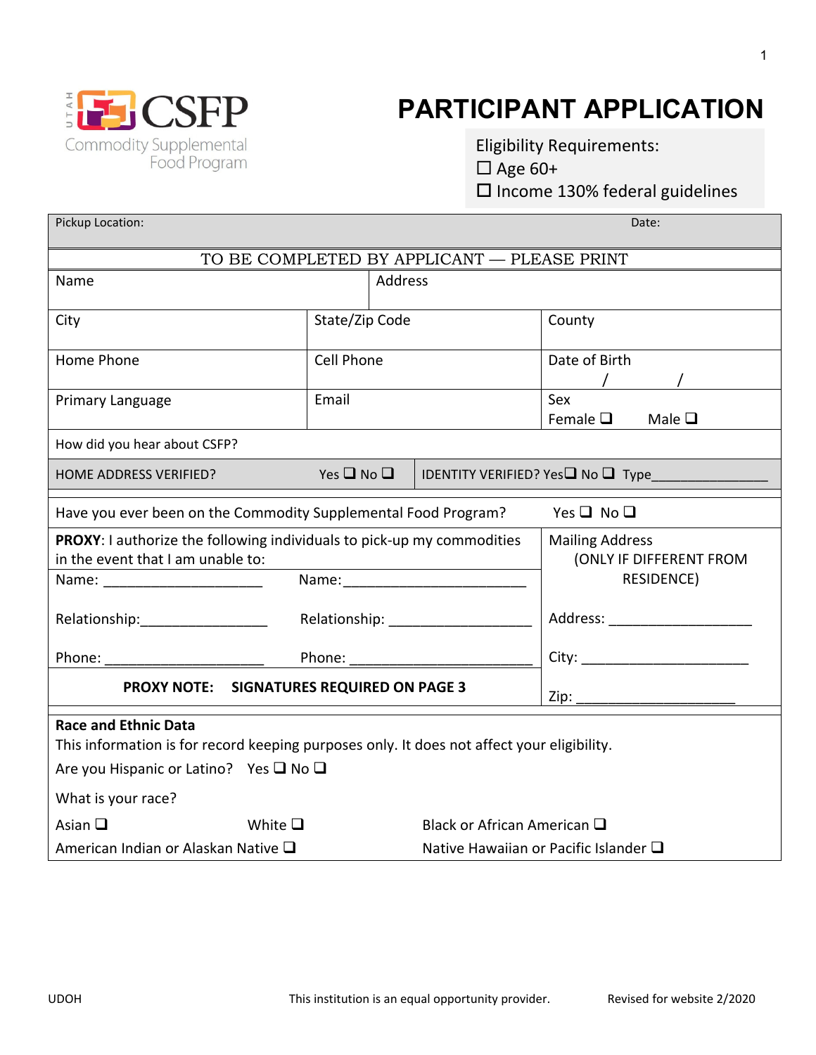UTAH CSFP
Commodity Supplemental Food Program

# PARTICIPANT APPLICATION

Eligibility Requirements:
☐ Age 60+
☐ Income 130% federal guidelines

| Pickup Location: | | Date: |
|---|---|---|

**TO BE COMPLETED BY APPLICANT — PLEASE PRINT**

| Name | Address | |
|---|---|---|
| City | State/Zip Code | County |
| Home Phone | Cell Phone | Date of Birth / / |
| Primary Language | Email | Sex Female ☐ Male ☐ |

How did you hear about CSFP?

| HOME ADDRESS VERIFIED? Yes ☐ No ☐ | IDENTITY VERIFIED? Yes☐ No ☐ Type_______________ |
|---|---|

Have you ever been on the Commodity Supplemental Food Program? Yes ☐ No ☐

| **PROXY**: I authorize the following individuals to pick-up my commodities in the event that I am unable to: | | Mailing Address (ONLY IF DIFFERENT FROM RESIDENCE) |
|---|---|---|
| Name: ____________________ | Name:_______________________ | Address: __________________ |
| Relationship:________________ | Relationship: __________________ | City: _____________________ |
| Phone: ____________________ | Phone: _______________________ | Zip: _____________________ |
| **PROXY NOTE: SIGNATURES REQUIRED ON PAGE 3** | | |

**Race and Ethnic Data**

This information is for record keeping purposes only. It does not affect your eligibility.

Are you Hispanic or Latino? Yes ☐ No ☐

What is your race?

Asian ☐ White ☐ Black or African American ☐

American Indian or Alaskan Native ☐ Native Hawaiian or Pacific Islander ☐

UDOH This institution is an equal opportunity provider. Revised for website 2/2020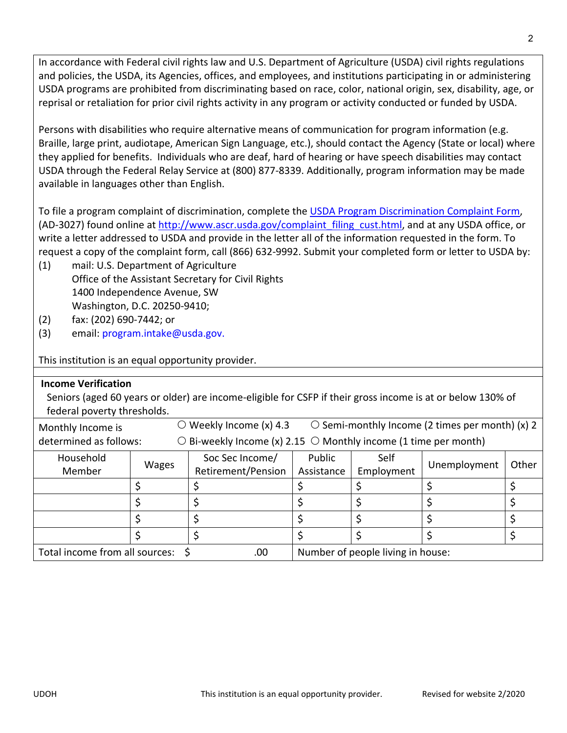In accordance with Federal civil rights law and U.S. Department of Agriculture (USDA) civil rights regulations and policies, the USDA, its Agencies, offices, and employees, and institutions participating in or administering USDA programs are prohibited from discriminating based on race, color, national origin, sex, disability, age, or reprisal or retaliation for prior civil rights activity in any program or activity conducted or funded by USDA.

Persons with disabilities who require alternative means of communication for program information (e.g. Braille, large print, audiotape, American Sign Language, etc.), should contact the Agency (State or local) where they applied for benefits. Individuals who are deaf, hard of hearing or have speech disabilities may contact USDA through the Federal Relay Service at (800) 877-8339. Additionally, program information may be made available in languages other than English.

To file a program complaint of discrimination, complete the [USDA Program Discrimination Complaint Form](http://www.ascr.usda.gov/complaint_filing_cust.html), (AD-3027) found online at http://www.ascr.usda.gov/complaint_filing_cust.html, and at any USDA office, or write a letter addressed to USDA and provide in the letter all of the information requested in the form. To request a copy of the complaint form, call (866) 632-9992. Submit your completed form or letter to USDA by:

(1) mail: U.S. Department of Agriculture
Office of the Assistant Secretary for Civil Rights
1400 Independence Avenue, SW
Washington, D.C. 20250-9410;

(2) fax: (202) 690-7442; or

(3) email: program.intake@usda.gov.

This institution is an equal opportunity provider.

**Income Verification**

Seniors (aged 60 years or older) are income-eligible for CSFP if their gross income is at or below 130% of federal poverty thresholds.

Monthly Income is determined as follows:
○ Weekly Income (x) 4.3 ○ Semi-monthly Income (2 times per month) (x) 2
○ Bi-weekly Income (x) 2.15 ○ Monthly income (1 time per month)

| Household Member | Wages | Soc Sec Income/ Retirement/Pension | Public Assistance | Self Employment | Unemployment | Other |
|---|---|---|---|---|---|---|
| | $ | $ | $ | $ | $ | $ |
| | $ | $ | $ | $ | $ | $ |
| | $ | $ | $ | $ | $ | $ |
| | $ | $ | $ | $ | $ | $ |
| Total income from all sources: $ .00 | | | Number of people living in house: | | | |

UDOH

This institution is an equal opportunity provider.

Revised for website 2/2020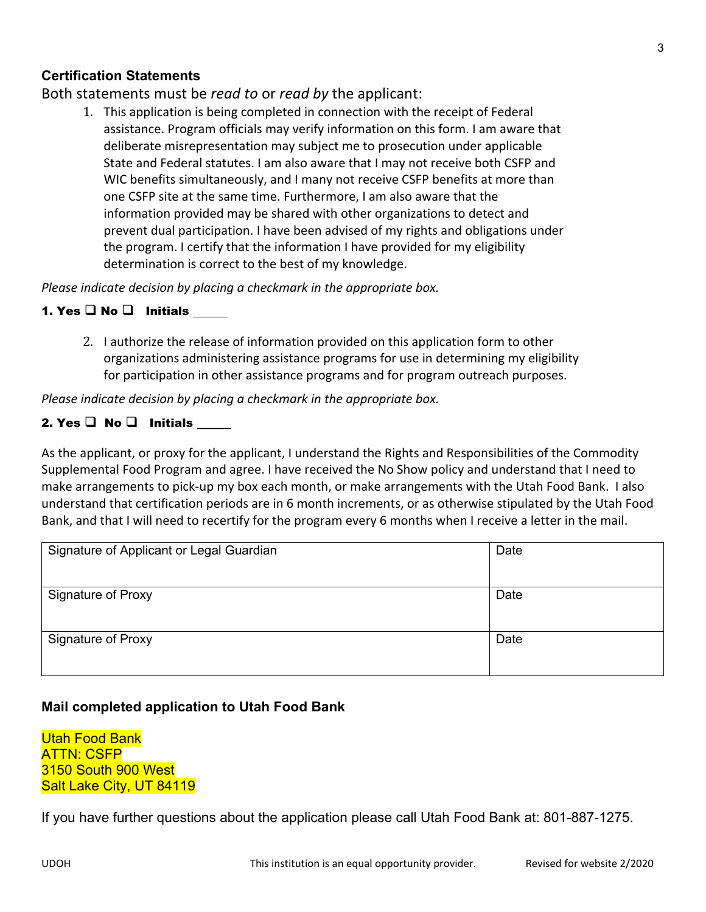### Certification Statements

Both statements must be *read to* or *read by* the applicant:

1. This application is being completed in connection with the receipt of Federal assistance. Program officials may verify information on this form. I am aware that deliberate misrepresentation may subject me to prosecution under applicable State and Federal statutes. I am also aware that I may not receive both CSFP and WIC benefits simultaneously, and I many not receive CSFP benefits at more than one CSFP site at the same time. Furthermore, I am also aware that the information provided may be shared with other organizations to detect and prevent dual participation. I have been advised of my rights and obligations under the program. I certify that the information I have provided for my eligibility determination is correct to the best of my knowledge.

*Please indicate decision by placing a checkmark in the appropriate box.*

**1. Yes ❑ No ❑ Initials \_\_\_\_\_**

2. I authorize the release of information provided on this application form to other organizations administering assistance programs for use in determining my eligibility for participation in other assistance programs and for program outreach purposes.

*Please indicate decision by placing a checkmark in the appropriate box.*

**2. Yes ❑ No ❑ Initials \_\_\_\_\_**

As the applicant, or proxy for the applicant, I understand the Rights and Responsibilities of the Commodity Supplemental Food Program and agree. I have received the No Show policy and understand that I need to make arrangements to pick-up my box each month, or make arrangements with the Utah Food Bank. I also understand that certification periods are in 6 month increments, or as otherwise stipulated by the Utah Food Bank, and that I will need to recertify for the program every 6 months when I receive a letter in the mail.

| Signature of Applicant or Legal Guardian | Date |
|---|---|
| Signature of Proxy | Date |
| Signature of Proxy | Date |

### Mail completed application to Utah Food Bank

Utah Food Bank
ATTN: CSFP
3150 South 900 West
Salt Lake City, UT 84119

If you have further questions about the application please call Utah Food Bank at: 801-887-1275.

UDOH | This institution is an equal opportunity provider. | Revised for website 2/2020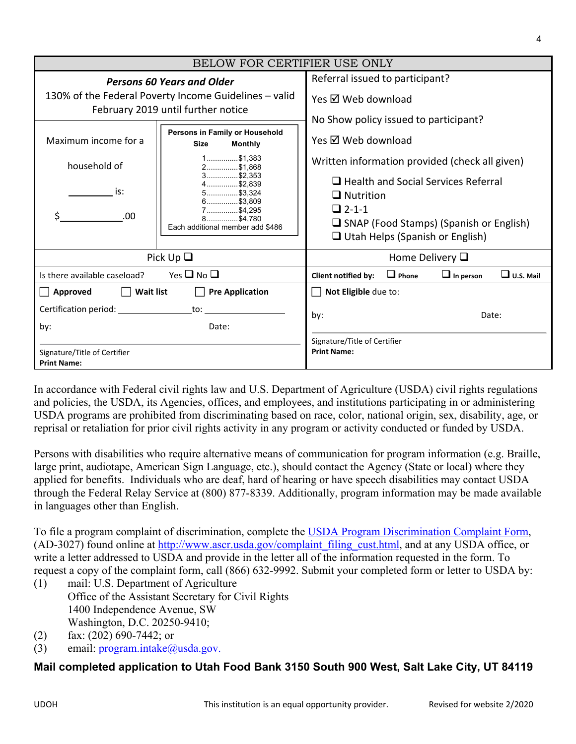## BELOW FOR CERTIFIER USE ONLY

***Persons 60 Years and Older***

130% of the Federal Poverty Income Guidelines – valid February 2019 until further notice

Maximum income for a household of ________ is: $__________.00

| Persons in Family or Household Size | Monthly |
|---|---|
| 1 | $1,383 |
| 2 | $1,868 |
| 3 | $2,353 |
| 4 | $2,839 |
| 5 | $3,324 |
| 6 | $3,809 |
| 7 | $4,295 |
| 8 | $4,780 |
| Each additional member add $486 | |

Referral issued to participant?

Yes ☑ Web download

No Show policy issued to participant?

Yes ☑ Web download

Written information provided (check all given)

- ❑ Health and Social Services Referral
- ❑ Nutrition
- ❑ 2-1-1
- ❑ SNAP (Food Stamps) (Spanish or English)
- ❑ Utah Helps (Spanish or English)

Pick Up ❑ Home Delivery ❑

Is there available caseload? Yes ❑ No ❑

**Client notified by:** ❑ **Phone** ❑ **In person** ❑ **U.S. Mail**

☐ **Approved** ☐ **Wait list** ☐ **Pre Application**

Certification period: ______________ to: ______________

by: Date:

Signature/Title of Certifier
**Print Name:**

☐ **Not Eligible** due to:

by: Date:

Signature/Title of Certifier
**Print Name:**

In accordance with Federal civil rights law and U.S. Department of Agriculture (USDA) civil rights regulations and policies, the USDA, its Agencies, offices, and employees, and institutions participating in or administering USDA programs are prohibited from discriminating based on race, color, national origin, sex, disability, age, or reprisal or retaliation for prior civil rights activity in any program or activity conducted or funded by USDA.

Persons with disabilities who require alternative means of communication for program information (e.g. Braille, large print, audiotape, American Sign Language, etc.), should contact the Agency (State or local) where they applied for benefits. Individuals who are deaf, hard of hearing or have speech disabilities may contact USDA through the Federal Relay Service at (800) 877-8339. Additionally, program information may be made available in languages other than English.

To file a program complaint of discrimination, complete the USDA Program Discrimination Complaint Form, (AD-3027) found online at http://www.ascr.usda.gov/complaint_filing_cust.html, and at any USDA office, or write a letter addressed to USDA and provide in the letter all of the information requested in the form. To request a copy of the complaint form, call (866) 632-9992. Submit your completed form or letter to USDA by:

(1) mail: U.S. Department of Agriculture
Office of the Assistant Secretary for Civil Rights
1400 Independence Avenue, SW
Washington, D.C. 20250-9410;
(2) fax: (202) 690-7442; or
(3) email: program.intake@usda.gov.

**Mail completed application to Utah Food Bank 3150 South 900 West, Salt Lake City, UT 84119**

UDOH This institution is an equal opportunity provider. Revised for website 2/2020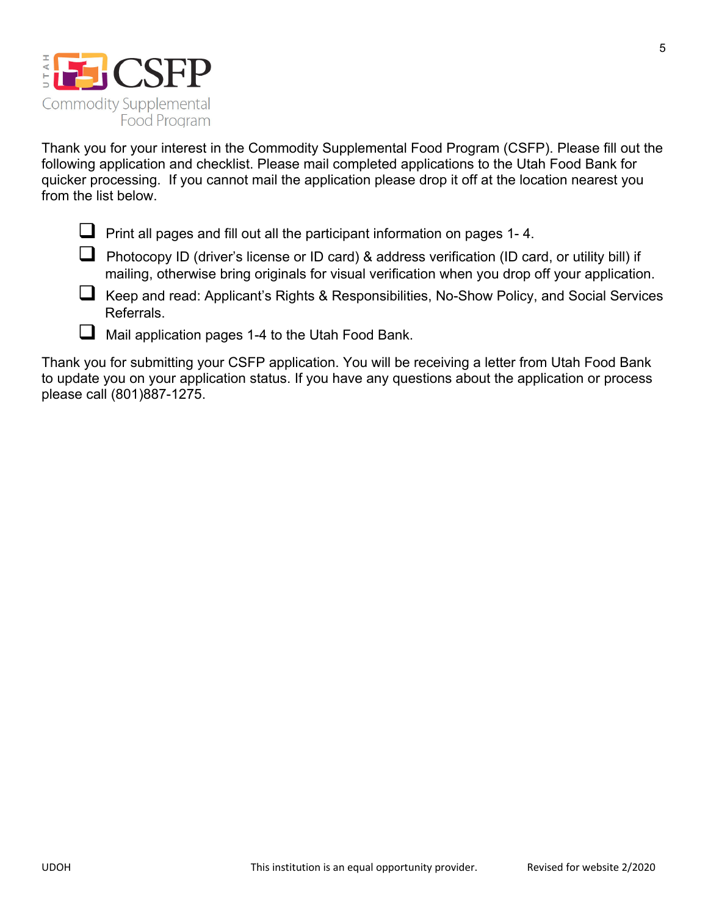# UTAH CSFP Commodity Supplemental Food Program

Thank you for your interest in the Commodity Supplemental Food Program (CSFP). Please fill out the following application and checklist. Please mail completed applications to the Utah Food Bank for quicker processing. If you cannot mail the application please drop it off at the location nearest you from the list below.

- ☐ Print all pages and fill out all the participant information on pages 1- 4.
- ☐ Photocopy ID (driver's license or ID card) & address verification (ID card, or utility bill) if mailing, otherwise bring originals for visual verification when you drop off your application.
- ☐ Keep and read: Applicant's Rights & Responsibilities, No-Show Policy, and Social Services Referrals.
- ☐ Mail application pages 1-4 to the Utah Food Bank.

Thank you for submitting your CSFP application. You will be receiving a letter from Utah Food Bank to update you on your application status. If you have any questions about the application or process please call (801)887-1275.

UDOH | This institution is an equal opportunity provider. | Revised for website 2/2020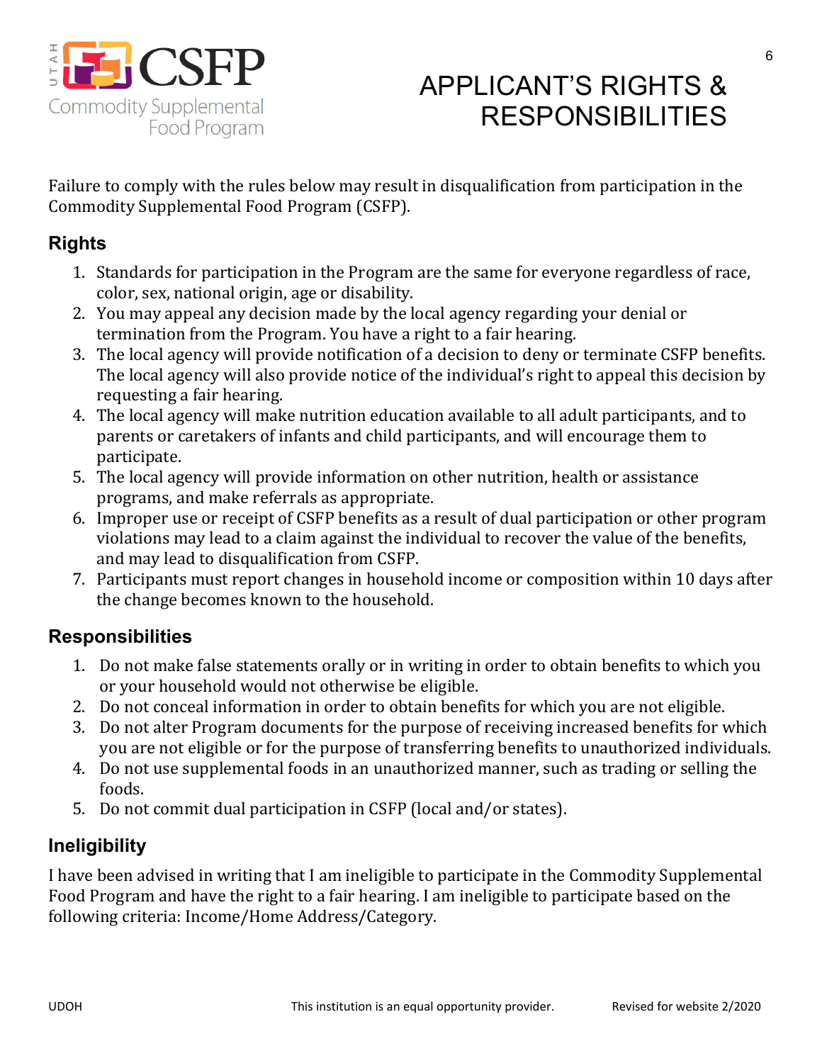# APPLICANT'S RIGHTS & RESPONSIBILITIES

Failure to comply with the rules below may result in disqualification from participation in the Commodity Supplemental Food Program (CSFP).

## Rights

1. Standards for participation in the Program are the same for everyone regardless of race, color, sex, national origin, age or disability.
2. You may appeal any decision made by the local agency regarding your denial or termination from the Program. You have a right to a fair hearing.
3. The local agency will provide notification of a decision to deny or terminate CSFP benefits. The local agency will also provide notice of the individual's right to appeal this decision by requesting a fair hearing.
4. The local agency will make nutrition education available to all adult participants, and to parents or caretakers of infants and child participants, and will encourage them to participate.
5. The local agency will provide information on other nutrition, health or assistance programs, and make referrals as appropriate.
6. Improper use or receipt of CSFP benefits as a result of dual participation or other program violations may lead to a claim against the individual to recover the value of the benefits, and may lead to disqualification from CSFP.
7. Participants must report changes in household income or composition within 10 days after the change becomes known to the household.

## Responsibilities

1. Do not make false statements orally or in writing in order to obtain benefits to which you or your household would not otherwise be eligible.
2. Do not conceal information in order to obtain benefits for which you are not eligible.
3. Do not alter Program documents for the purpose of receiving increased benefits for which you are not eligible or for the purpose of transferring benefits to unauthorized individuals.
4. Do not use supplemental foods in an unauthorized manner, such as trading or selling the foods.
5. Do not commit dual participation in CSFP (local and/or states).

## Ineligibility

I have been advised in writing that I am ineligible to participate in the Commodity Supplemental Food Program and have the right to a fair hearing. I am ineligible to participate based on the following criteria: Income/Home Address/Category.

UDOH This institution is an equal opportunity provider. Revised for website 2/2020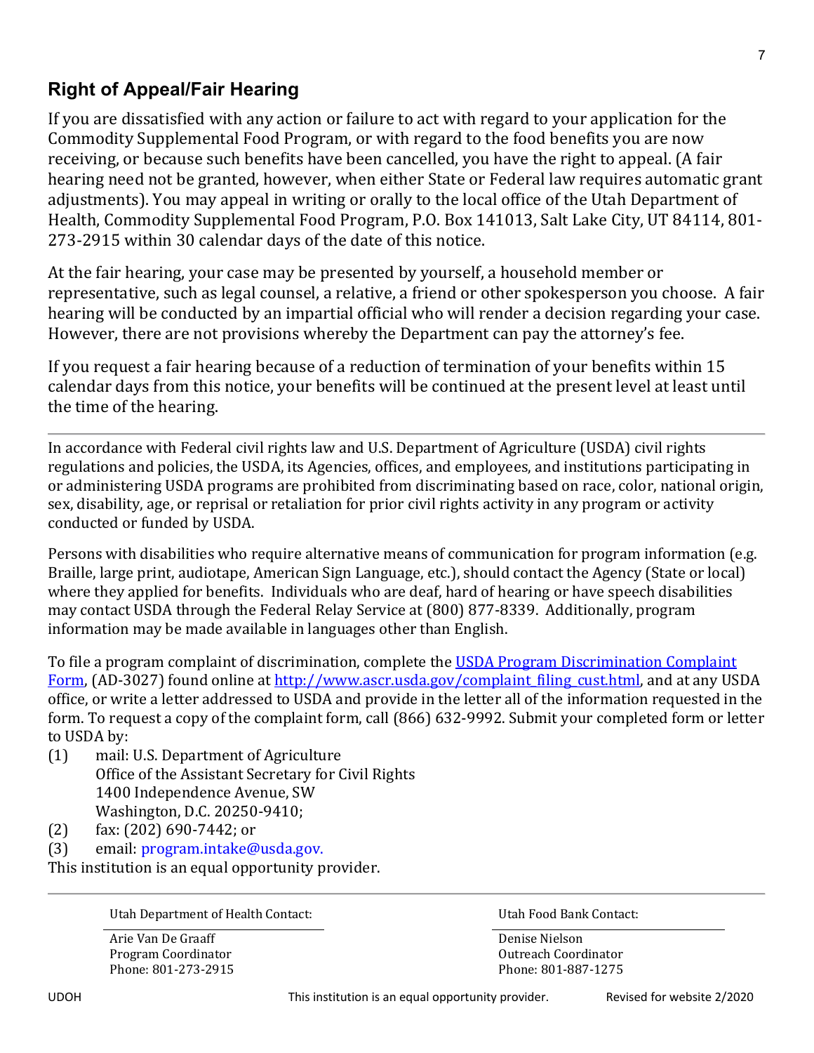## Right of Appeal/Fair Hearing

If you are dissatisfied with any action or failure to act with regard to your application for the Commodity Supplemental Food Program, or with regard to the food benefits you are now receiving, or because such benefits have been cancelled, you have the right to appeal. (A fair hearing need not be granted, however, when either State or Federal law requires automatic grant adjustments). You may appeal in writing or orally to the local office of the Utah Department of Health, Commodity Supplemental Food Program, P.O. Box 141013, Salt Lake City, UT 84114, 801-273-2915 within 30 calendar days of the date of this notice.

At the fair hearing, your case may be presented by yourself, a household member or representative, such as legal counsel, a relative, a friend or other spokesperson you choose. A fair hearing will be conducted by an impartial official who will render a decision regarding your case. However, there are not provisions whereby the Department can pay the attorney's fee.

If you request a fair hearing because of a reduction of termination of your benefits within 15 calendar days from this notice, your benefits will be continued at the present level at least until the time of the hearing.

---

In accordance with Federal civil rights law and U.S. Department of Agriculture (USDA) civil rights regulations and policies, the USDA, its Agencies, offices, and employees, and institutions participating in or administering USDA programs are prohibited from discriminating based on race, color, national origin, sex, disability, age, or reprisal or retaliation for prior civil rights activity in any program or activity conducted or funded by USDA.

Persons with disabilities who require alternative means of communication for program information (e.g. Braille, large print, audiotape, American Sign Language, etc.), should contact the Agency (State or local) where they applied for benefits. Individuals who are deaf, hard of hearing or have speech disabilities may contact USDA through the Federal Relay Service at (800) 877-8339. Additionally, program information may be made available in languages other than English.

To file a program complaint of discrimination, complete the [USDA Program Discrimination Complaint Form](http://www.ascr.usda.gov/complaint_filing_cust.html), (AD-3027) found online at [http://www.ascr.usda.gov/complaint_filing_cust.html](http://www.ascr.usda.gov/complaint_filing_cust.html), and at any USDA office, or write a letter addressed to USDA and provide in the letter all of the information requested in the form. To request a copy of the complaint form, call (866) 632-9992. Submit your completed form or letter to USDA by:

(1) mail: U.S. Department of Agriculture
Office of the Assistant Secretary for Civil Rights
1400 Independence Avenue, SW
Washington, D.C. 20250-9410;

(2) fax: (202) 690-7442; or

(3) email: program.intake@usda.gov.

This institution is an equal opportunity provider.

---

| Utah Department of Health Contact: | Utah Food Bank Contact: |
|---|---|
| Arie Van De Graaff<br>Program Coordinator<br>Phone: 801-273-2915 | Denise Nielson<br>Outreach Coordinator<br>Phone: 801-887-1275 |

UDOH — This institution is an equal opportunity provider. — Revised for website 2/2020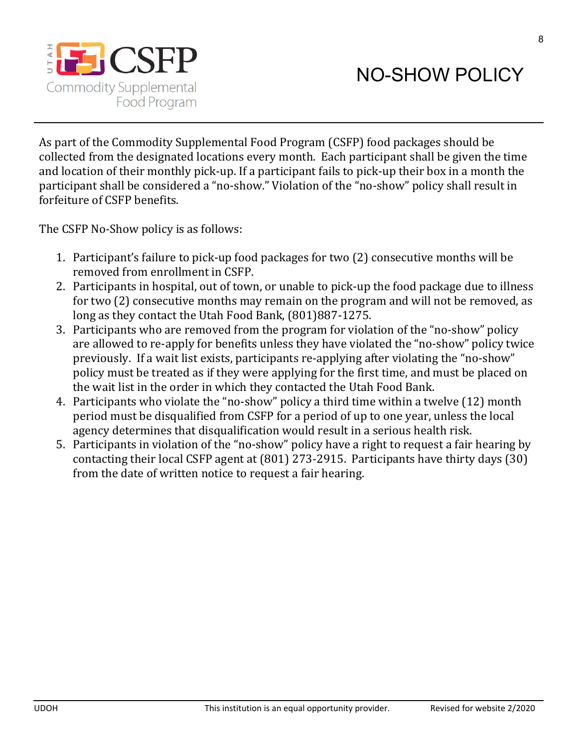# NO-SHOW POLICY

As part of the Commodity Supplemental Food Program (CSFP) food packages should be collected from the designated locations every month. Each participant shall be given the time and location of their monthly pick-up. If a participant fails to pick-up their box in a month the participant shall be considered a "no-show." Violation of the "no-show" policy shall result in forfeiture of CSFP benefits.

The CSFP No-Show policy is as follows:

1. Participant's failure to pick-up food packages for two (2) consecutive months will be removed from enrollment in CSFP.
2. Participants in hospital, out of town, or unable to pick-up the food package due to illness for two (2) consecutive months may remain on the program and will not be removed, as long as they contact the Utah Food Bank, (801)887-1275.
3. Participants who are removed from the program for violation of the "no-show" policy are allowed to re-apply for benefits unless they have violated the "no-show" policy twice previously. If a wait list exists, participants re-applying after violating the "no-show" policy must be treated as if they were applying for the first time, and must be placed on the wait list in the order in which they contacted the Utah Food Bank.
4. Participants who violate the "no-show" policy a third time within a twelve (12) month period must be disqualified from CSFP for a period of up to one year, unless the local agency determines that disqualification would result in a serious health risk.
5. Participants in violation of the "no-show" policy have a right to request a fair hearing by contacting their local CSFP agent at (801) 273-2915. Participants have thirty days (30) from the date of written notice to request a fair hearing.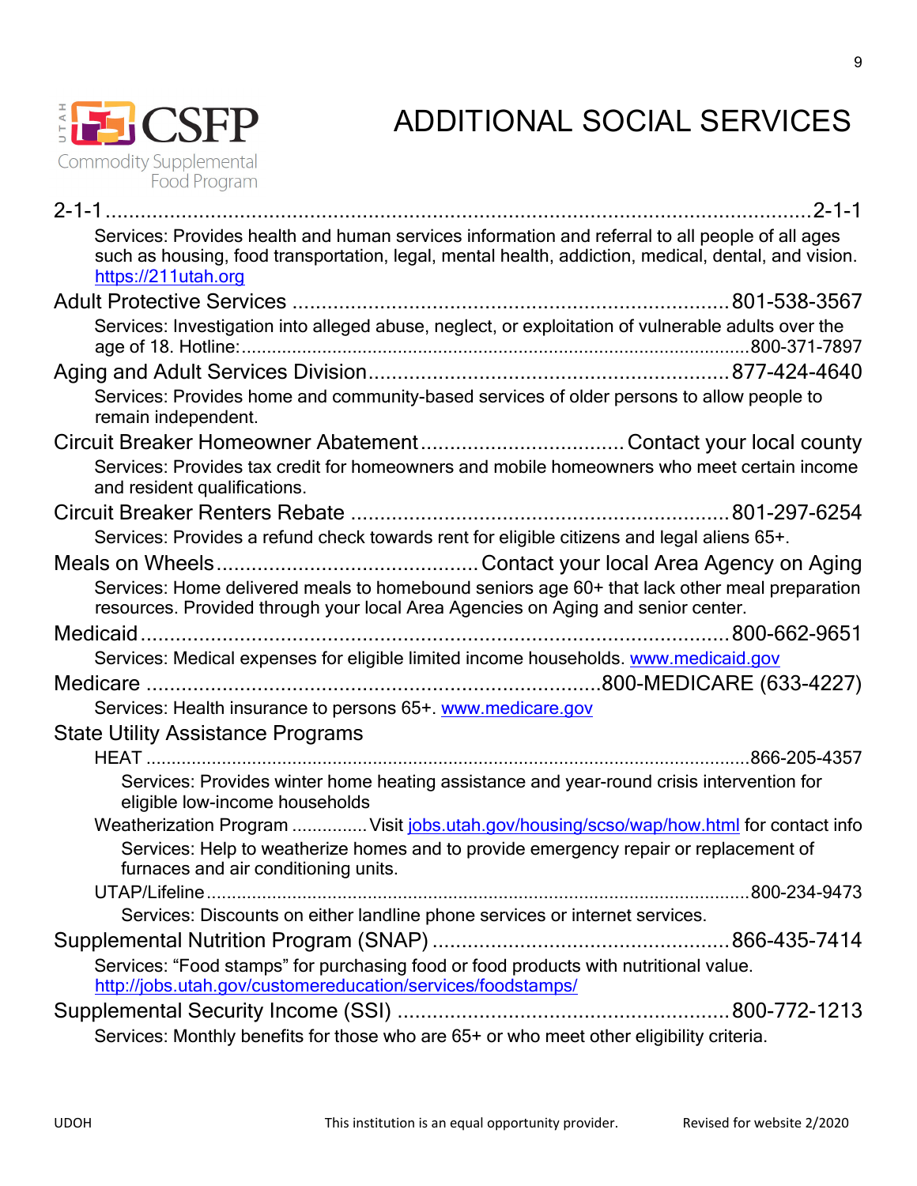UTAH CSFP
Commodity Supplemental Food Program

# ADDITIONAL SOCIAL SERVICES

**2-1-1** .................................................. 2-1-1

Services: Provides health and human services information and referral to all people of all ages such as housing, food transportation, legal, mental health, addiction, medical, dental, and vision. https://211utah.org

**Adult Protective Services** .................................................. 801-538-3567

Services: Investigation into alleged abuse, neglect, or exploitation of vulnerable adults over the age of 18. Hotline: .................................................. 800-371-7897

**Aging and Adult Services Division** .................................................. 877-424-4640

Services: Provides home and community-based services of older persons to allow people to remain independent.

**Circuit Breaker Homeowner Abatement** .................................................. Contact your local county

Services: Provides tax credit for homeowners and mobile homeowners who meet certain income and resident qualifications.

**Circuit Breaker Renters Rebate** .................................................. 801-297-6254

Services: Provides a refund check towards rent for eligible citizens and legal aliens 65+.

**Meals on Wheels** .................................................. Contact your local Area Agency on Aging

Services: Home delivered meals to homebound seniors age 60+ that lack other meal preparation resources. Provided through your local Area Agencies on Aging and senior center.

**Medicaid** .................................................. 800-662-9651

Services: Medical expenses for eligible limited income households. www.medicaid.gov

**Medicare** .................................................. 800-MEDICARE (633-4227)

Services: Health insurance to persons 65+. www.medicare.gov

**State Utility Assistance Programs**

- HEAT .................................................. 866-205-4357

  Services: Provides winter home heating assistance and year-round crisis intervention for eligible low-income households

- Weatherization Program .................................................. Visit jobs.utah.gov/housing/scso/wap/how.html for contact info

  Services: Help to weatherize homes and to provide emergency repair or replacement of furnaces and air conditioning units.

- UTAP/Lifeline .................................................. 800-234-9473

  Services: Discounts on either landline phone services or internet services.

**Supplemental Nutrition Program (SNAP)** .................................................. 866-435-7414

Services: "Food stamps" for purchasing food or food products with nutritional value. http://jobs.utah.gov/customereducation/services/foodstamps/

**Supplemental Security Income (SSI)** .................................................. 800-772-1213

Services: Monthly benefits for those who are 65+ or who meet other eligibility criteria.

UDOH    This institution is an equal opportunity provider.    Revised for website 2/2020